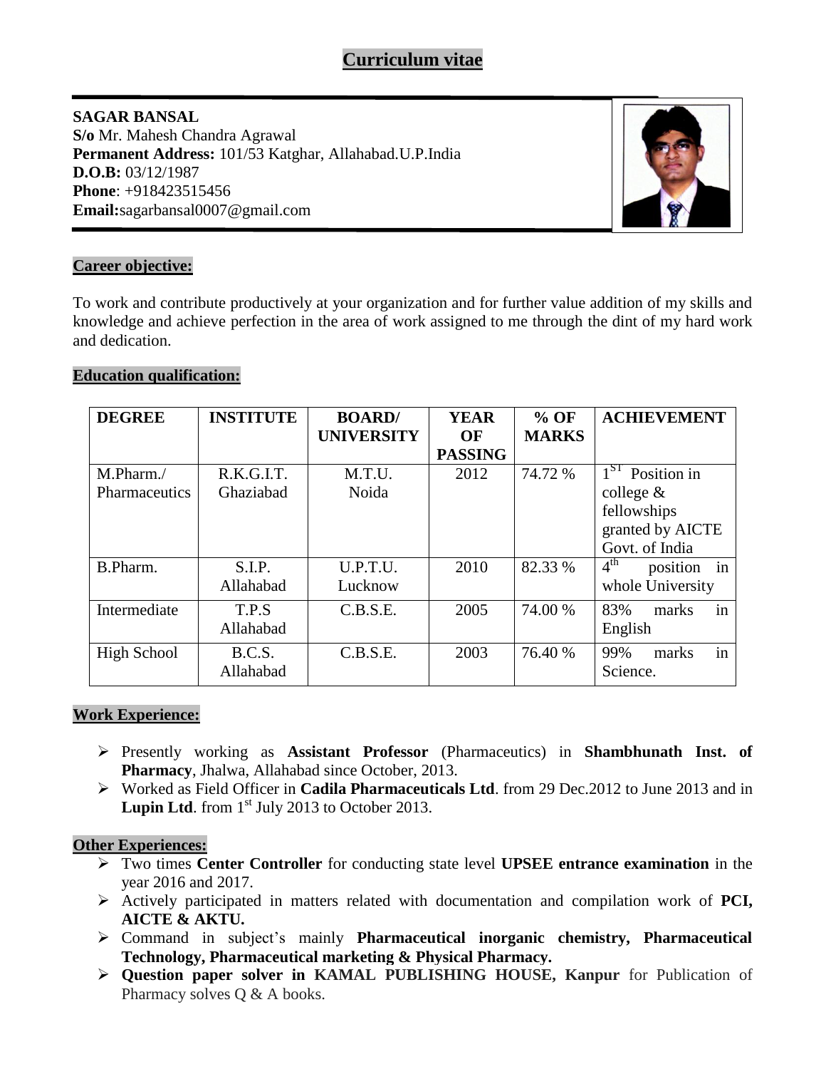# Curriculum vitae

**SAGAR BANSAL**
**S/o** Mr. Mahesh Chandra Agrawal
**Permanent Address:** 101/53 Katghar, Allahabad.U.P.India
**D.O.B:** 03/12/1987
**Phone**: +918423515456
**Email:**sagarbansal0007@gmail.com

## Career objective:

To work and contribute productively at your organization and for further value addition of my skills and knowledge and achieve perfection in the area of work assigned to me through the dint of my hard work and dedication.

## Education qualification:

| DEGREE | INSTITUTE | BOARD/ UNIVERSITY | YEAR OF PASSING | % OF MARKS | ACHIEVEMENT |
|---|---|---|---|---|---|
| M.Pharm./ Pharmaceutics | R.K.G.I.T. Ghaziabad | M.T.U. Noida | 2012 | 74.72 % | 1ST Position in college & fellowships granted by AICTE Govt. of India |
| B.Pharm. | S.I.P. Allahabad | U.P.T.U. Lucknow | 2010 | 82.33 % | 4th position in whole University |
| Intermediate | T.P.S Allahabad | C.B.S.E. | 2005 | 74.00 % | 83% marks in English |
| High School | B.C.S. Allahabad | C.B.S.E. | 2003 | 76.40 % | 99% marks in Science. |

## Work Experience:

- Presently working as **Assistant Professor** (Pharmaceutics) in **Shambhunath Inst. of Pharmacy**, Jhalwa, Allahabad since October, 2013.
- Worked as Field Officer in **Cadila Pharmaceuticals Ltd**. from 29 Dec.2012 to June 2013 and in **Lupin Ltd**. from 1st July 2013 to October 2013.

## Other Experiences:

- Two times **Center Controller** for conducting state level **UPSEE entrance examination** in the year 2016 and 2017.
- Actively participated in matters related with documentation and compilation work of **PCI, AICTE & AKTU.**
- Command in subject's mainly **Pharmaceutical inorganic chemistry, Pharmaceutical Technology, Pharmaceutical marketing & Physical Pharmacy.**
- **Question paper solver in KAMAL PUBLISHING HOUSE, Kanpur** for Publication of Pharmacy solves Q & A books.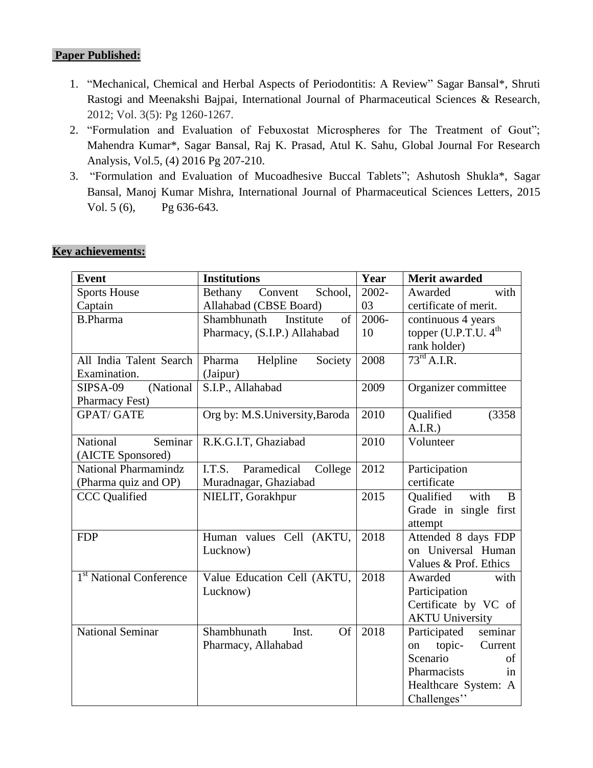**Paper Published:**

1. "Mechanical, Chemical and Herbal Aspects of Periodontitis: A Review" Sagar Bansal*, Shruti Rastogi and Meenakshi Bajpai, International Journal of Pharmaceutical Sciences & Research, 2012; Vol. 3(5): Pg 1260-1267.
2. "Formulation and Evaluation of Febuxostat Microspheres for The Treatment of Gout"; Mahendra Kumar*, Sagar Bansal, Raj K. Prasad, Atul K. Sahu, Global Journal For Research Analysis, Vol.5, (4) 2016 Pg 207-210.
3. "Formulation and Evaluation of Mucoadhesive Buccal Tablets"; Ashutosh Shukla*, Sagar Bansal, Manoj Kumar Mishra, International Journal of Pharmaceutical Sciences Letters, 2015 Vol. 5 (6), Pg 636-643.

**Key achievements:**

| Event | Institutions | Year | Merit awarded |
|---|---|---|---|
| Sports House Captain | Bethany Convent School, Allahabad (CBSE Board) | 2002-03 | Awarded with certificate of merit. |
| B.Pharma | Shambhunath Institute of Pharmacy, (S.I.P.) Allahabad | 2006-10 | continuous 4 years topper (U.P.T.U. 4th rank holder) |
| All India Talent Search Examination. | Pharma Helpline Society (Jaipur) | 2008 | 73rd A.I.R. |
| SIPSA-09 (National Pharmacy Fest) | S.I.P., Allahabad | 2009 | Organizer committee |
| GPAT/ GATE | Org by: M.S.University,Baroda | 2010 | Qualified (3358 A.I.R.) |
| National Seminar (AICTE Sponsored) | R.K.G.I.T, Ghaziabad | 2010 | Volunteer |
| National Pharmamindz (Pharma quiz and OP) | I.T.S. Paramedical College Muradnagar, Ghaziabad | 2012 | Participation certificate |
| CCC Qualified | NIELIT, Gorakhpur | 2015 | Qualified with B Grade in single first attempt |
| FDP | Human values Cell (AKTU, Lucknow) | 2018 | Attended 8 days FDP on Universal Human Values & Prof. Ethics |
| 1st National Conference | Value Education Cell (AKTU, Lucknow) | 2018 | Awarded with Participation Certificate by VC of AKTU University |
| National Seminar | Shambhunath Inst. Of Pharmacy, Allahabad | 2018 | Participated seminar on topic- Current Scenario of Pharmacists in Healthcare System: A Challenges'' |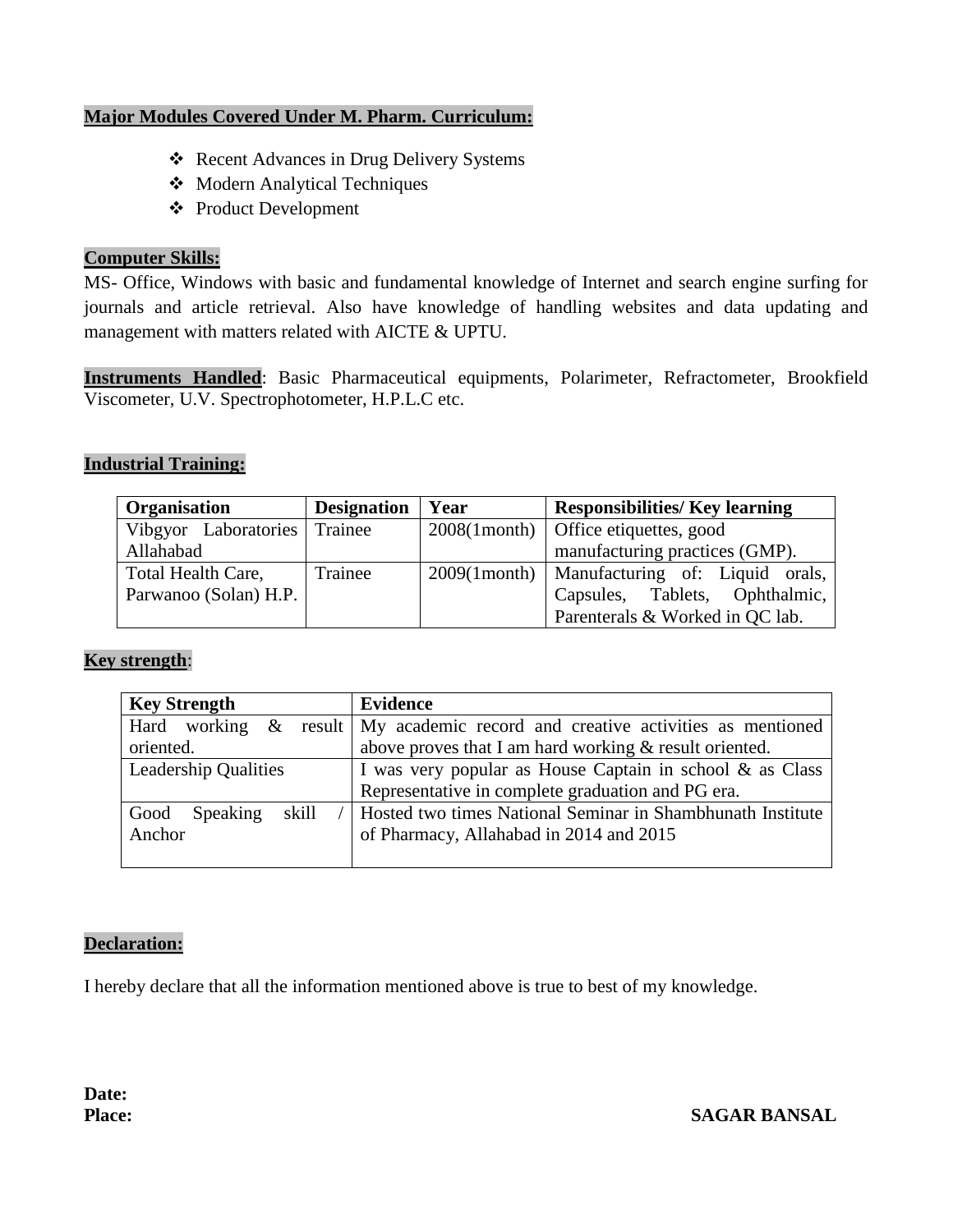**Major Modules Covered Under M. Pharm. Curriculum:**

- Recent Advances in Drug Delivery Systems
- Modern Analytical Techniques
- Product Development

**Computer Skills:**

MS- Office, Windows with basic and fundamental knowledge of Internet and search engine surfing for journals and article retrieval. Also have knowledge of handling websites and data updating and management with matters related with AICTE & UPTU.

**Instruments Handled**: Basic Pharmaceutical equipments, Polarimeter, Refractometer, Brookfield Viscometer, U.V. Spectrophotometer, H.P.L.C etc.

**Industrial Training:**

| Organisation | Designation | Year | Responsibilities/ Key learning |
|---|---|---|---|
| Vibgyor Laboratories Allahabad | Trainee | 2008(1month) | Office etiquettes, good manufacturing practices (GMP). |
| Total Health Care, Parwanoo (Solan) H.P. | Trainee | 2009(1month) | Manufacturing of: Liquid orals, Capsules, Tablets, Ophthalmic, Parenterals & Worked in QC lab. |

**Key strength**:

| Key Strength | Evidence |
|---|---|
| Hard working & result oriented. | My academic record and creative activities as mentioned above proves that I am hard working & result oriented. |
| Leadership Qualities | I was very popular as House Captain in school & as Class Representative in complete graduation and PG era. |
| Good Speaking skill / Anchor | Hosted two times National Seminar in Shambhunath Institute of Pharmacy, Allahabad in 2014 and 2015 |

**Declaration:**

I hereby declare that all the information mentioned above is true to best of my knowledge.

**Date:**

**Place:** **SAGAR BANSAL**